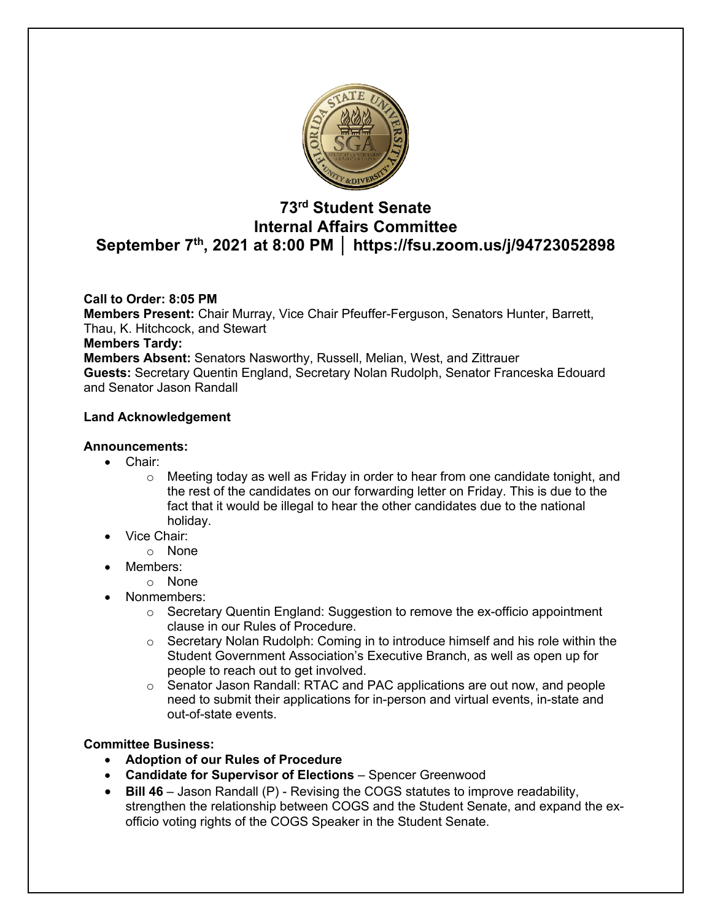# 73rd Student Senate
# Internal Affairs Committee
# September 7th, 2021 at 8:00 PM │ https://fsu.zoom.us/j/94723052898

**Call to Order: 8:05 PM**
**Members Present:** Chair Murray, Vice Chair Pfeuffer-Ferguson, Senators Hunter, Barrett, Thau, K. Hitchcock, and Stewart
**Members Tardy:**
**Members Absent:** Senators Nasworthy, Russell, Melian, West, and Zittrauer
**Guests:** Secretary Quentin England, Secretary Nolan Rudolph, Senator Franceska Edouard and Senator Jason Randall

**Land Acknowledgement**

**Announcements:**

- Chair:
  - Meeting today as well as Friday in order to hear from one candidate tonight, and the rest of the candidates on our forwarding letter on Friday. This is due to the fact that it would be illegal to hear the other candidates due to the national holiday.
- Vice Chair:
  - None
- Members:
  - None
- Nonmembers:
  - Secretary Quentin England: Suggestion to remove the ex-officio appointment clause in our Rules of Procedure.
  - Secretary Nolan Rudolph: Coming in to introduce himself and his role within the Student Government Association's Executive Branch, as well as open up for people to reach out to get involved.
  - Senator Jason Randall: RTAC and PAC applications are out now, and people need to submit their applications for in-person and virtual events, in-state and out-of-state events.

**Committee Business:**

- **Adoption of our Rules of Procedure**
- **Candidate for Supervisor of Elections** – Spencer Greenwood
- **Bill 46** – Jason Randall (P) - Revising the COGS statutes to improve readability, strengthen the relationship between COGS and the Student Senate, and expand the ex-officio voting rights of the COGS Speaker in the Student Senate.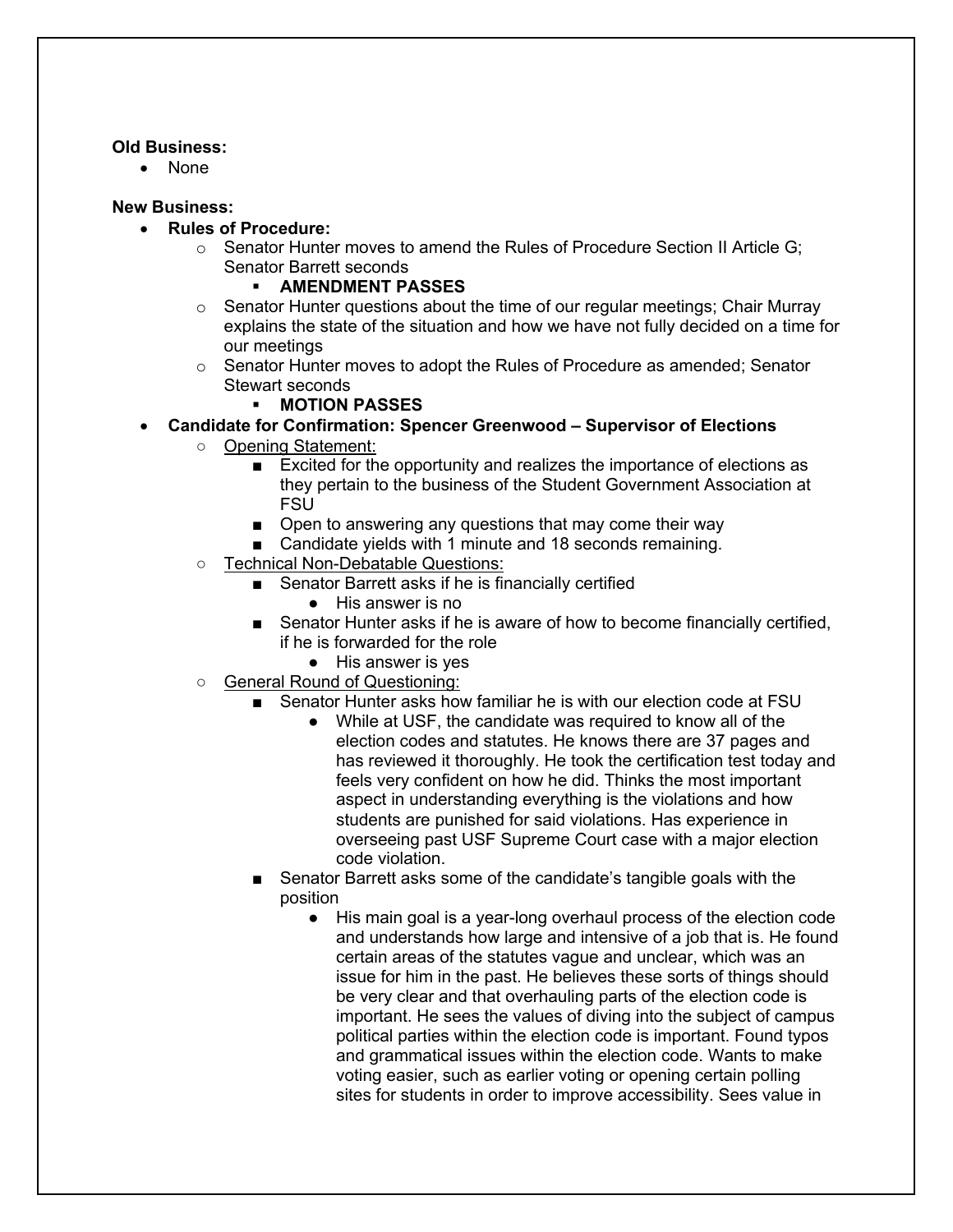**Old Business:**

- None

**New Business:**

- **Rules of Procedure:**
  - Senator Hunter moves to amend the Rules of Procedure Section II Article G; Senator Barrett seconds
    - **AMENDMENT PASSES**
  - Senator Hunter questions about the time of our regular meetings; Chair Murray explains the state of the situation and how we have not fully decided on a time for our meetings
  - Senator Hunter moves to adopt the Rules of Procedure as amended; Senator Stewart seconds
    - **MOTION PASSES**
- **Candidate for Confirmation: Spencer Greenwood – Supervisor of Elections**
  - <u>Opening Statement:</u>
    - Excited for the opportunity and realizes the importance of elections as they pertain to the business of the Student Government Association at FSU
    - Open to answering any questions that may come their way
    - Candidate yields with 1 minute and 18 seconds remaining.
  - <u>Technical Non-Debatable Questions:</u>
    - Senator Barrett asks if he is financially certified
      - His answer is no
    - Senator Hunter asks if he is aware of how to become financially certified, if he is forwarded for the role
      - His answer is yes
  - <u>General Round of Questioning:</u>
    - Senator Hunter asks how familiar he is with our election code at FSU
      - While at USF, the candidate was required to know all of the election codes and statutes. He knows there are 37 pages and has reviewed it thoroughly. He took the certification test today and feels very confident on how he did. Thinks the most important aspect in understanding everything is the violations and how students are punished for said violations. Has experience in overseeing past USF Supreme Court case with a major election code violation.
    - Senator Barrett asks some of the candidate's tangible goals with the position
      - His main goal is a year-long overhaul process of the election code and understands how large and intensive of a job that is. He found certain areas of the statutes vague and unclear, which was an issue for him in the past. He believes these sorts of things should be very clear and that overhauling parts of the election code is important. He sees the values of diving into the subject of campus political parties within the election code is important. Found typos and grammatical issues within the election code. Wants to make voting easier, such as earlier voting or opening certain polling sites for students in order to improve accessibility. Sees value in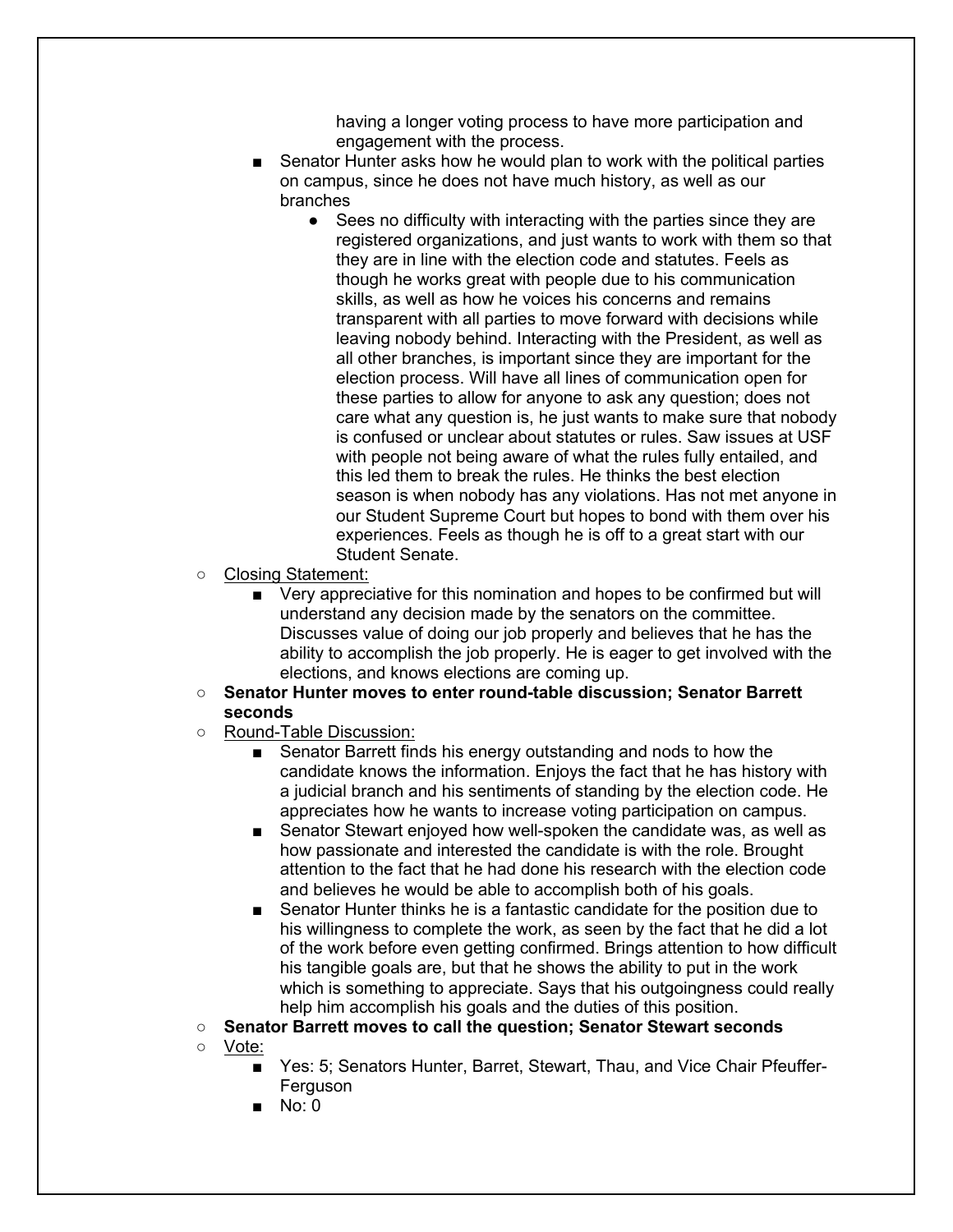- having a longer voting process to have more participation and engagement with the process.
        - Senator Hunter asks how he would plan to work with the political parties on campus, since he does not have much history, as well as our branches
            - Sees no difficulty with interacting with the parties since they are registered organizations, and just wants to work with them so that they are in line with the election code and statutes. Feels as though he works great with people due to his communication skills, as well as how he voices his concerns and remains transparent with all parties to move forward with decisions while leaving nobody behind. Interacting with the President, as well as all other branches, is important since they are important for the election process. Will have all lines of communication open for these parties to allow for anyone to ask any question; does not care what any question is, he just wants to make sure that nobody is confused or unclear about statutes or rules. Saw issues at USF with people not being aware of what the rules fully entailed, and this led them to break the rules. He thinks the best election season is when nobody has any violations. Has not met anyone in our Student Supreme Court but hopes to bond with them over his experiences. Feels as though he is off to a great start with our Student Senate.
    - <u>Closing Statement:</u>
        - Very appreciative for this nomination and hopes to be confirmed but will understand any decision made by the senators on the committee. Discusses value of doing our job properly and believes that he has the ability to accomplish the job properly. He is eager to get involved with the elections, and knows elections are coming up.
    - **Senator Hunter moves to enter round-table discussion; Senator Barrett seconds**
    - <u>Round-Table Discussion:</u>
        - Senator Barrett finds his energy outstanding and nods to how the candidate knows the information. Enjoys the fact that he has history with a judicial branch and his sentiments of standing by the election code. He appreciates how he wants to increase voting participation on campus.
        - Senator Stewart enjoyed how well-spoken the candidate was, as well as how passionate and interested the candidate is with the role. Brought attention to the fact that he had done his research with the election code and believes he would be able to accomplish both of his goals.
        - Senator Hunter thinks he is a fantastic candidate for the position due to his willingness to complete the work, as seen by the fact that he did a lot of the work before even getting confirmed. Brings attention to how difficult his tangible goals are, but that he shows the ability to put in the work which is something to appreciate. Says that his outgoingness could really help him accomplish his goals and the duties of this position.
    - **Senator Barrett moves to call the question; Senator Stewart seconds**
    - <u>Vote:</u>
        - Yes: 5; Senators Hunter, Barret, Stewart, Thau, and Vice Chair Pfeuffer-Ferguson
        - No: 0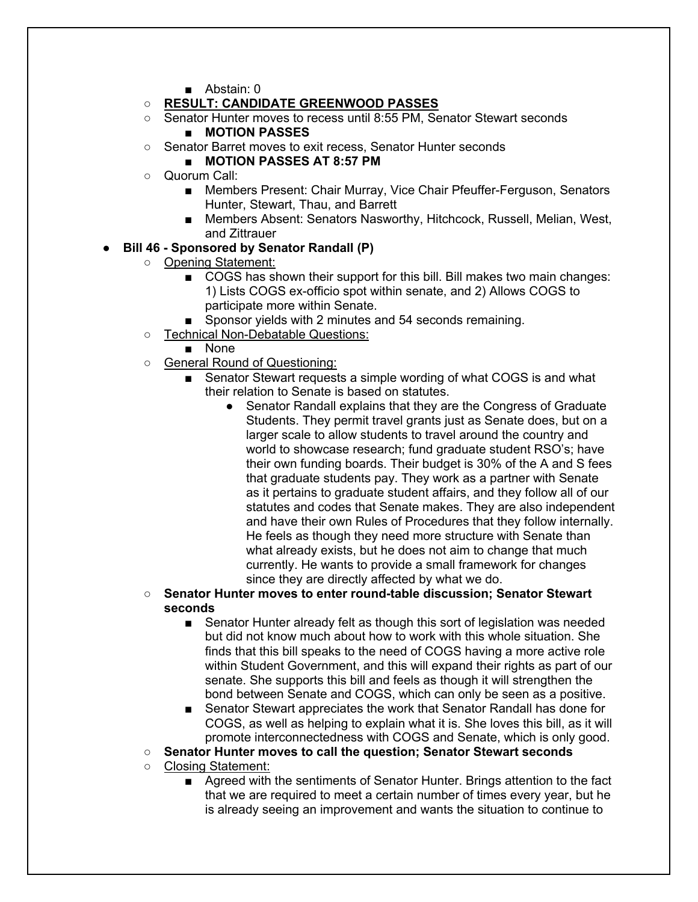- Abstain: 0
    - **RESULT: CANDIDATE GREENWOOD PASSES**
    - Senator Hunter moves to recess until 8:55 PM, Senator Stewart seconds
        - **MOTION PASSES**
    - Senator Barret moves to exit recess, Senator Hunter seconds
        - **MOTION PASSES AT 8:57 PM**
    - Quorum Call:
        - Members Present: Chair Murray, Vice Chair Pfeuffer-Ferguson, Senators Hunter, Stewart, Thau, and Barrett
        - Members Absent: Senators Nasworthy, Hitchcock, Russell, Melian, West, and Zittrauer
- **Bill 46 - Sponsored by Senator Randall (P)**
    - Opening Statement:
        - COGS has shown their support for this bill. Bill makes two main changes: 1) Lists COGS ex-officio spot within senate, and 2) Allows COGS to participate more within Senate.
        - Sponsor yields with 2 minutes and 54 seconds remaining.
    - Technical Non-Debatable Questions:
        - None
    - General Round of Questioning:
        - Senator Stewart requests a simple wording of what COGS is and what their relation to Senate is based on statutes.
            - Senator Randall explains that they are the Congress of Graduate Students. They permit travel grants just as Senate does, but on a larger scale to allow students to travel around the country and world to showcase research; fund graduate student RSO's; have their own funding boards. Their budget is 30% of the A and S fees that graduate students pay. They work as a partner with Senate as it pertains to graduate student affairs, and they follow all of our statutes and codes that Senate makes. They are also independent and have their own Rules of Procedures that they follow internally. He feels as though they need more structure with Senate than what already exists, but he does not aim to change that much currently. He wants to provide a small framework for changes since they are directly affected by what we do.
    - **Senator Hunter moves to enter round-table discussion; Senator Stewart seconds**
        - Senator Hunter already felt as though this sort of legislation was needed but did not know much about how to work with this whole situation. She finds that this bill speaks to the need of COGS having a more active role within Student Government, and this will expand their rights as part of our senate. She supports this bill and feels as though it will strengthen the bond between Senate and COGS, which can only be seen as a positive.
        - Senator Stewart appreciates the work that Senator Randall has done for COGS, as well as helping to explain what it is. She loves this bill, as it will promote interconnectedness with COGS and Senate, which is only good.
    - **Senator Hunter moves to call the question; Senator Stewart seconds**
    - Closing Statement:
        - Agreed with the sentiments of Senator Hunter. Brings attention to the fact that we are required to meet a certain number of times every year, but he is already seeing an improvement and wants the situation to continue to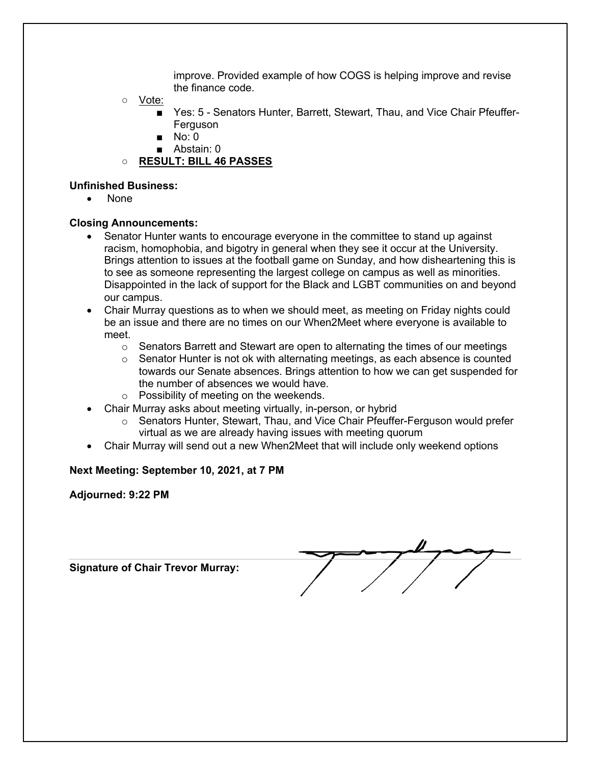improve. Provided example of how COGS is helping improve and revise the finance code.

- Vote:
  - Yes: 5 - Senators Hunter, Barrett, Stewart, Thau, and Vice Chair Pfeuffer-Ferguson
  - No: 0
  - Abstain: 0
- **RESULT: BILL 46 PASSES**

**Unfinished Business:**

- None

**Closing Announcements:**

- Senator Hunter wants to encourage everyone in the committee to stand up against racism, homophobia, and bigotry in general when they see it occur at the University. Brings attention to issues at the football game on Sunday, and how disheartening this is to see as someone representing the largest college on campus as well as minorities. Disappointed in the lack of support for the Black and LGBT communities on and beyond our campus.
- Chair Murray questions as to when we should meet, as meeting on Friday nights could be an issue and there are no times on our When2Meet where everyone is available to meet.
  - Senators Barrett and Stewart are open to alternating the times of our meetings
  - Senator Hunter is not ok with alternating meetings, as each absence is counted towards our Senate absences. Brings attention to how we can get suspended for the number of absences we would have.
  - Possibility of meeting on the weekends.
- Chair Murray asks about meeting virtually, in-person, or hybrid
  - Senators Hunter, Stewart, Thau, and Vice Chair Pfeuffer-Ferguson would prefer virtual as we are already having issues with meeting quorum
- Chair Murray will send out a new When2Meet that will include only weekend options

**Next Meeting: September 10, 2021, at 7 PM**

**Adjourned: 9:22 PM**

**Signature of Chair Trevor Murray:**